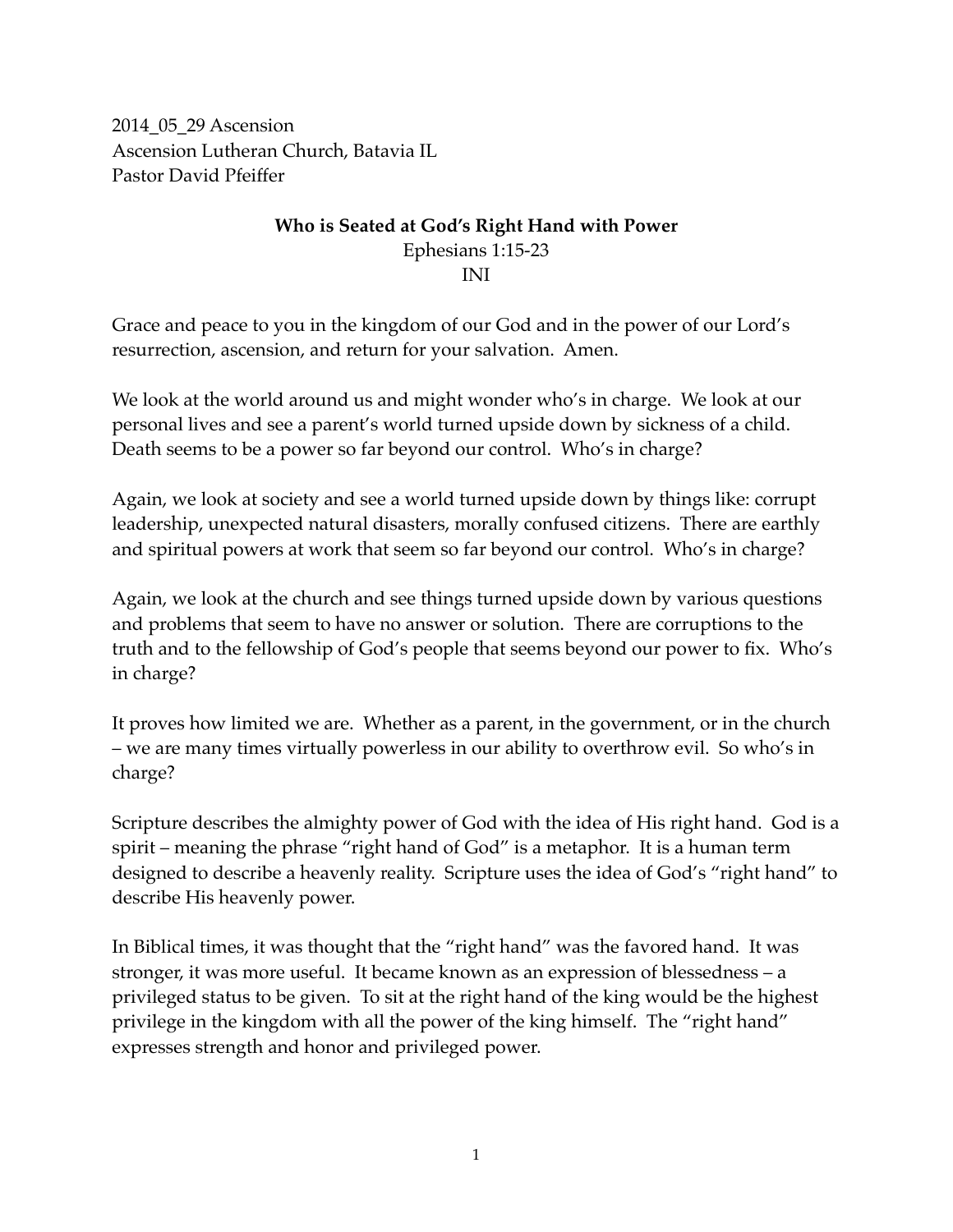2014_05_29 Ascension
Ascension Lutheran Church, Batavia IL
Pastor David Pfeiffer

**Who is Seated at God's Right Hand with Power**

Ephesians 1:15-23

INI

Grace and peace to you in the kingdom of our God and in the power of our Lord's resurrection, ascension, and return for your salvation. Amen.

We look at the world around us and might wonder who's in charge. We look at our personal lives and see a parent's world turned upside down by sickness of a child. Death seems to be a power so far beyond our control. Who's in charge?

Again, we look at society and see a world turned upside down by things like: corrupt leadership, unexpected natural disasters, morally confused citizens. There are earthly and spiritual powers at work that seem so far beyond our control. Who's in charge?

Again, we look at the church and see things turned upside down by various questions and problems that seem to have no answer or solution. There are corruptions to the truth and to the fellowship of God's people that seems beyond our power to fix. Who's in charge?

It proves how limited we are. Whether as a parent, in the government, or in the church – we are many times virtually powerless in our ability to overthrow evil. So who's in charge?

Scripture describes the almighty power of God with the idea of His right hand. God is a spirit – meaning the phrase "right hand of God" is a metaphor. It is a human term designed to describe a heavenly reality. Scripture uses the idea of God's "right hand" to describe His heavenly power.

In Biblical times, it was thought that the "right hand" was the favored hand. It was stronger, it was more useful. It became known as an expression of blessedness – a privileged status to be given. To sit at the right hand of the king would be the highest privilege in the kingdom with all the power of the king himself. The "right hand" expresses strength and honor and privileged power.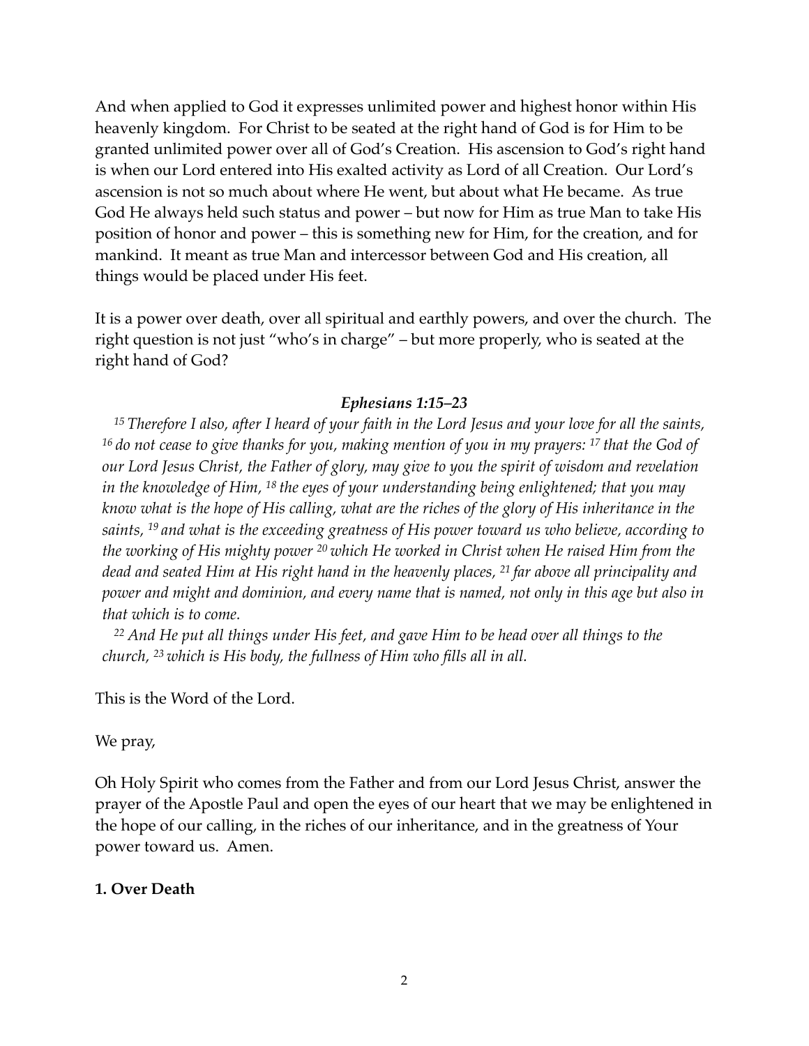And when applied to God it expresses unlimited power and highest honor within His heavenly kingdom. For Christ to be seated at the right hand of God is for Him to be granted unlimited power over all of God's Creation. His ascension to God's right hand is when our Lord entered into His exalted activity as Lord of all Creation. Our Lord's ascension is not so much about where He went, but about what He became. As true God He always held such status and power – but now for Him as true Man to take His position of honor and power – this is something new for Him, for the creation, and for mankind. It meant as true Man and intercessor between God and His creation, all things would be placed under His feet.

It is a power over death, over all spiritual and earthly powers, and over the church. The right question is not just "who's in charge" – but more properly, who is seated at the right hand of God?

***Ephesians 1:15–23***

*[15] Therefore I also, after I heard of your faith in the Lord Jesus and your love for all the saints, [16] do not cease to give thanks for you, making mention of you in my prayers: [17] that the God of our Lord Jesus Christ, the Father of glory, may give to you the spirit of wisdom and revelation in the knowledge of Him, [18] the eyes of your understanding being enlightened; that you may know what is the hope of His calling, what are the riches of the glory of His inheritance in the saints, [19] and what is the exceeding greatness of His power toward us who believe, according to the working of His mighty power [20] which He worked in Christ when He raised Him from the dead and seated Him at His right hand in the heavenly places, [21] far above all principality and power and might and dominion, and every name that is named, not only in this age but also in that which is to come.*

*[22] And He put all things under His feet, and gave Him to be head over all things to the church, [23] which is His body, the fullness of Him who fills all in all.*

This is the Word of the Lord.

We pray,

Oh Holy Spirit who comes from the Father and from our Lord Jesus Christ, answer the prayer of the Apostle Paul and open the eyes of our heart that we may be enlightened in the hope of our calling, in the riches of our inheritance, and in the greatness of Your power toward us. Amen.

**1. Over Death**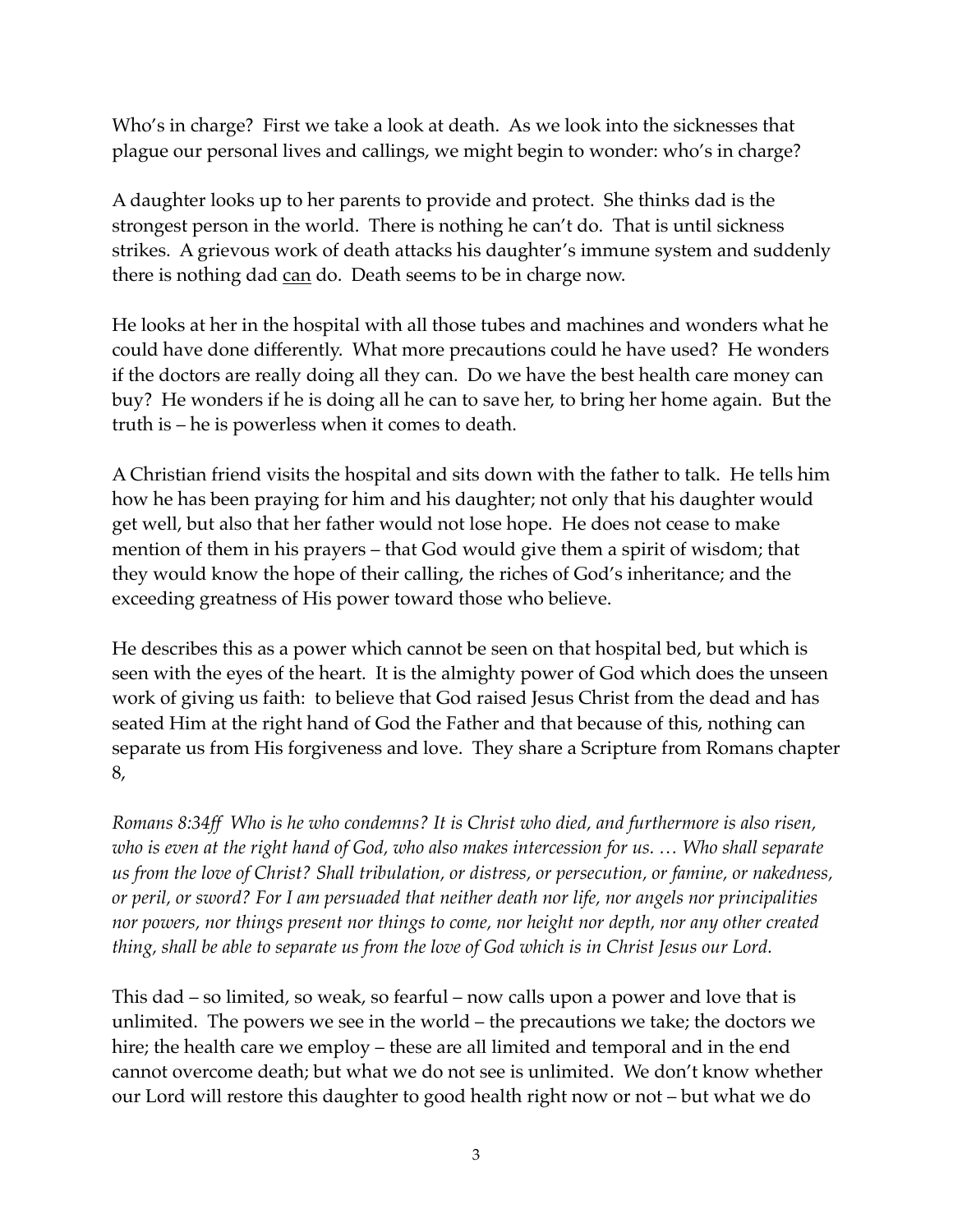Who's in charge? First we take a look at death. As we look into the sicknesses that plague our personal lives and callings, we might begin to wonder: who's in charge?

A daughter looks up to her parents to provide and protect. She thinks dad is the strongest person in the world. There is nothing he can't do. That is until sickness strikes. A grievous work of death attacks his daughter's immune system and suddenly there is nothing dad <u>can</u> do. Death seems to be in charge now.

He looks at her in the hospital with all those tubes and machines and wonders what he could have done differently. What more precautions could he have used? He wonders if the doctors are really doing all they can. Do we have the best health care money can buy? He wonders if he is doing all he can to save her, to bring her home again. But the truth is – he is powerless when it comes to death.

A Christian friend visits the hospital and sits down with the father to talk. He tells him how he has been praying for him and his daughter; not only that his daughter would get well, but also that her father would not lose hope. He does not cease to make mention of them in his prayers – that God would give them a spirit of wisdom; that they would know the hope of their calling, the riches of God's inheritance; and the exceeding greatness of His power toward those who believe.

He describes this as a power which cannot be seen on that hospital bed, but which is seen with the eyes of the heart. It is the almighty power of God which does the unseen work of giving us faith: to believe that God raised Jesus Christ from the dead and has seated Him at the right hand of God the Father and that because of this, nothing can separate us from His forgiveness and love. They share a Scripture from Romans chapter 8,

*Romans 8:34ff Who is he who condemns? It is Christ who died, and furthermore is also risen, who is even at the right hand of God, who also makes intercession for us. … Who shall separate us from the love of Christ? Shall tribulation, or distress, or persecution, or famine, or nakedness, or peril, or sword? For I am persuaded that neither death nor life, nor angels nor principalities nor powers, nor things present nor things to come, nor height nor depth, nor any other created thing, shall be able to separate us from the love of God which is in Christ Jesus our Lord.*

This dad – so limited, so weak, so fearful – now calls upon a power and love that is unlimited. The powers we see in the world – the precautions we take; the doctors we hire; the health care we employ – these are all limited and temporal and in the end cannot overcome death; but what we do not see is unlimited. We don't know whether our Lord will restore this daughter to good health right now or not – but what we do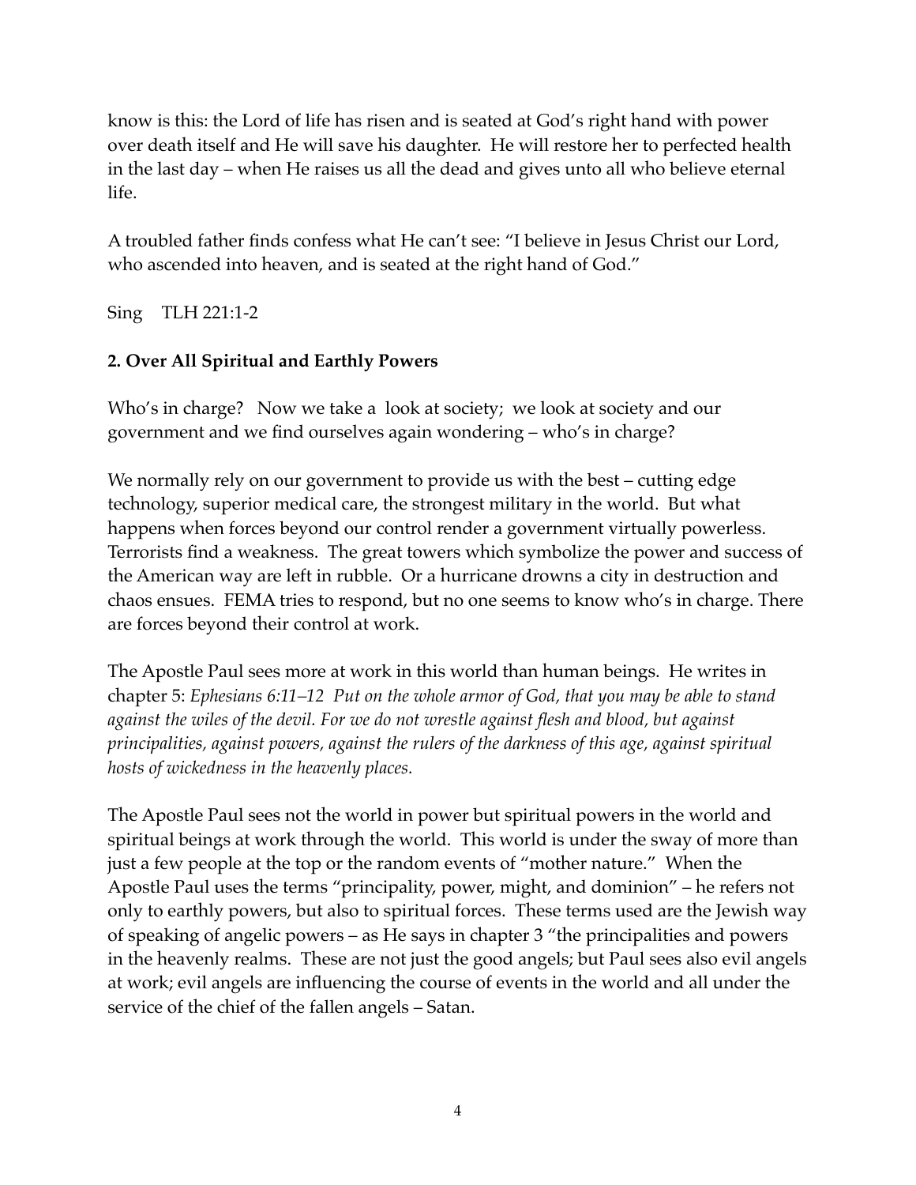know is this: the Lord of life has risen and is seated at God's right hand with power over death itself and He will save his daughter. He will restore her to perfected health in the last day – when He raises us all the dead and gives unto all who believe eternal life.

A troubled father finds confess what He can't see: "I believe in Jesus Christ our Lord, who ascended into heaven, and is seated at the right hand of God."

Sing TLH 221:1-2

**2. Over All Spiritual and Earthly Powers**

Who's in charge? Now we take a look at society; we look at society and our government and we find ourselves again wondering – who's in charge?

We normally rely on our government to provide us with the best – cutting edge technology, superior medical care, the strongest military in the world. But what happens when forces beyond our control render a government virtually powerless. Terrorists find a weakness. The great towers which symbolize the power and success of the American way are left in rubble. Or a hurricane drowns a city in destruction and chaos ensues. FEMA tries to respond, but no one seems to know who's in charge. There are forces beyond their control at work.

The Apostle Paul sees more at work in this world than human beings. He writes in chapter 5: *Ephesians 6:11–12 Put on the whole armor of God, that you may be able to stand against the wiles of the devil. For we do not wrestle against flesh and blood, but against principalities, against powers, against the rulers of the darkness of this age, against spiritual hosts of wickedness in the heavenly places.*

The Apostle Paul sees not the world in power but spiritual powers in the world and spiritual beings at work through the world. This world is under the sway of more than just a few people at the top or the random events of "mother nature." When the Apostle Paul uses the terms "principality, power, might, and dominion" – he refers not only to earthly powers, but also to spiritual forces. These terms used are the Jewish way of speaking of angelic powers – as He says in chapter 3 "the principalities and powers in the heavenly realms. These are not just the good angels; but Paul sees also evil angels at work; evil angels are influencing the course of events in the world and all under the service of the chief of the fallen angels – Satan.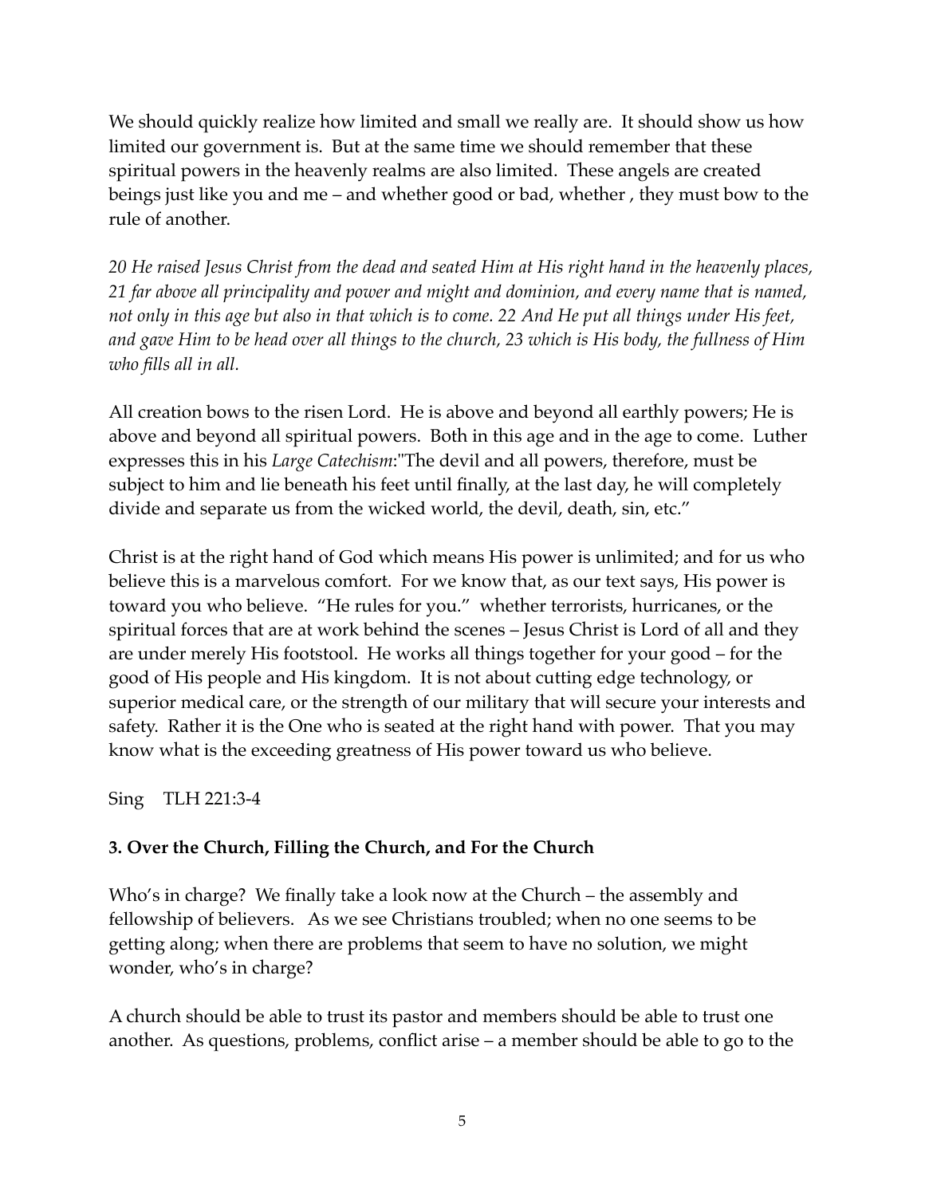We should quickly realize how limited and small we really are. It should show us how limited our government is. But at the same time we should remember that these spiritual powers in the heavenly realms are also limited. These angels are created beings just like you and me – and whether good or bad, whether , they must bow to the rule of another.

*20 He raised Jesus Christ from the dead and seated Him at His right hand in the heavenly places, 21 far above all principality and power and might and dominion, and every name that is named, not only in this age but also in that which is to come. 22 And He put all things under His feet, and gave Him to be head over all things to the church, 23 which is His body, the fullness of Him who fills all in all.*

All creation bows to the risen Lord. He is above and beyond all earthly powers; He is above and beyond all spiritual powers. Both in this age and in the age to come. Luther expresses this in his *Large Catechism*:"The devil and all powers, therefore, must be subject to him and lie beneath his feet until finally, at the last day, he will completely divide and separate us from the wicked world, the devil, death, sin, etc."

Christ is at the right hand of God which means His power is unlimited; and for us who believe this is a marvelous comfort. For we know that, as our text says, His power is toward you who believe. "He rules for you." whether terrorists, hurricanes, or the spiritual forces that are at work behind the scenes – Jesus Christ is Lord of all and they are under merely His footstool. He works all things together for your good – for the good of His people and His kingdom. It is not about cutting edge technology, or superior medical care, or the strength of our military that will secure your interests and safety. Rather it is the One who is seated at the right hand with power. That you may know what is the exceeding greatness of His power toward us who believe.

Sing TLH 221:3-4

**3. Over the Church, Filling the Church, and For the Church**

Who's in charge? We finally take a look now at the Church – the assembly and fellowship of believers. As we see Christians troubled; when no one seems to be getting along; when there are problems that seem to have no solution, we might wonder, who's in charge?

A church should be able to trust its pastor and members should be able to trust one another. As questions, problems, conflict arise – a member should be able to go to the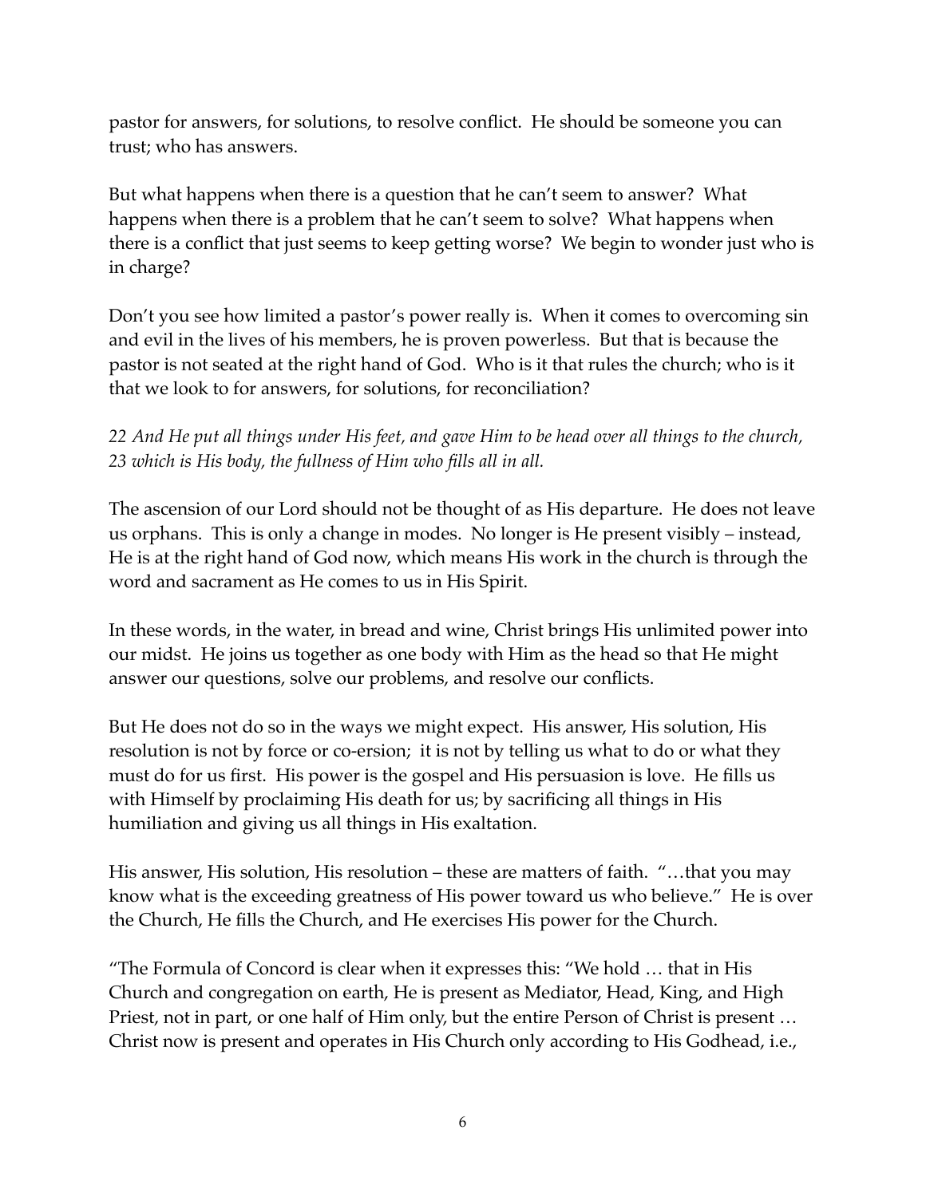pastor for answers, for solutions, to resolve conflict. He should be someone you can trust; who has answers.

But what happens when there is a question that he can't seem to answer? What happens when there is a problem that he can't seem to solve? What happens when there is a conflict that just seems to keep getting worse? We begin to wonder just who is in charge?

Don't you see how limited a pastor's power really is. When it comes to overcoming sin and evil in the lives of his members, he is proven powerless. But that is because the pastor is not seated at the right hand of God. Who is it that rules the church; who is it that we look to for answers, for solutions, for reconciliation?

*22 And He put all things under His feet, and gave Him to be head over all things to the church, 23 which is His body, the fullness of Him who fills all in all.*

The ascension of our Lord should not be thought of as His departure. He does not leave us orphans. This is only a change in modes. No longer is He present visibly – instead, He is at the right hand of God now, which means His work in the church is through the word and sacrament as He comes to us in His Spirit.

In these words, in the water, in bread and wine, Christ brings His unlimited power into our midst. He joins us together as one body with Him as the head so that He might answer our questions, solve our problems, and resolve our conflicts.

But He does not do so in the ways we might expect. His answer, His solution, His resolution is not by force or co-ersion; it is not by telling us what to do or what they must do for us first. His power is the gospel and His persuasion is love. He fills us with Himself by proclaiming His death for us; by sacrificing all things in His humiliation and giving us all things in His exaltation.

His answer, His solution, His resolution – these are matters of faith. "…that you may know what is the exceeding greatness of His power toward us who believe." He is over the Church, He fills the Church, and He exercises His power for the Church.

"The Formula of Concord is clear when it expresses this: "We hold … that in His Church and congregation on earth, He is present as Mediator, Head, King, and High Priest, not in part, or one half of Him only, but the entire Person of Christ is present … Christ now is present and operates in His Church only according to His Godhead, i.e.,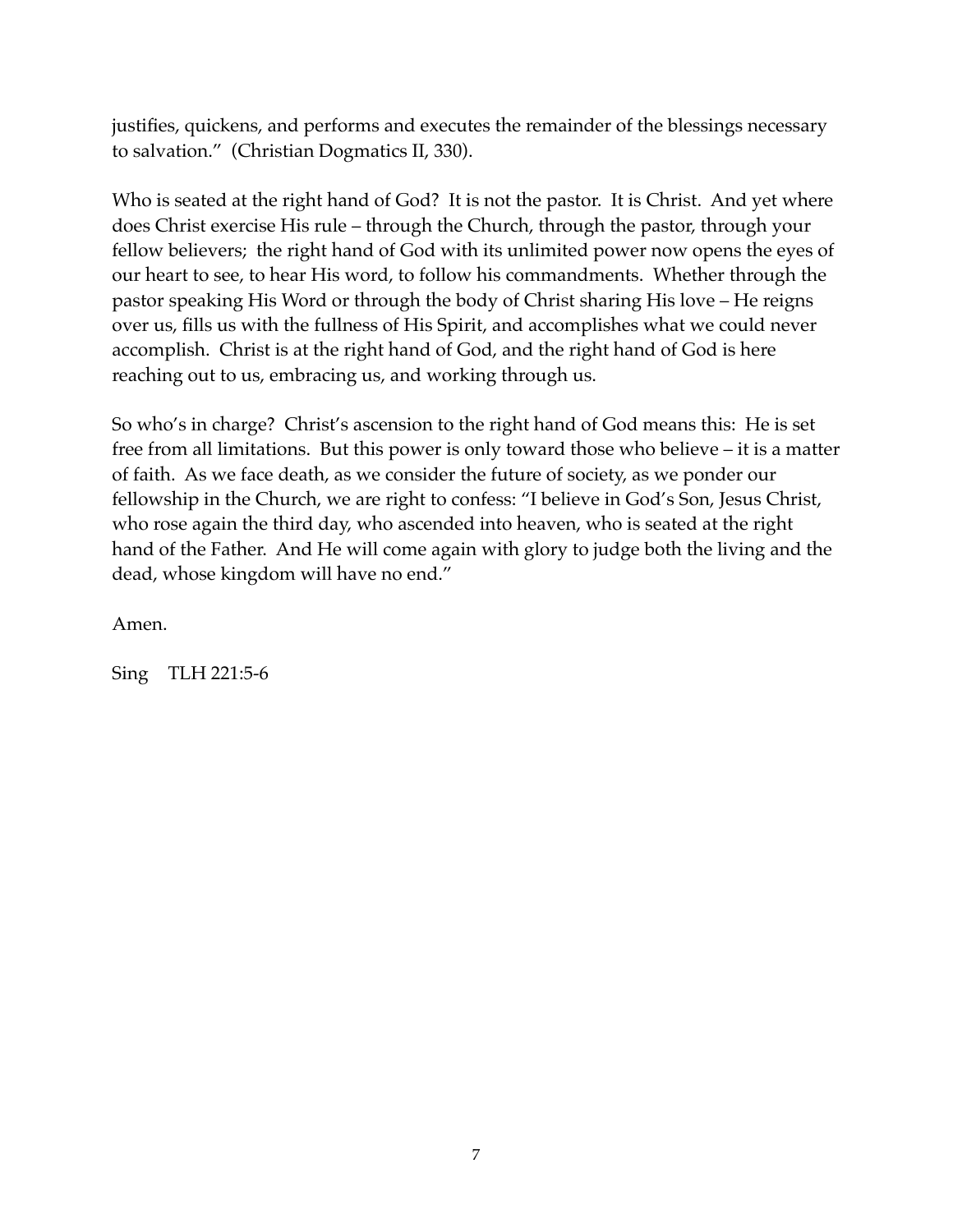justifies, quickens, and performs and executes the remainder of the blessings necessary to salvation." (Christian Dogmatics II, 330).

Who is seated at the right hand of God? It is not the pastor. It is Christ. And yet where does Christ exercise His rule – through the Church, through the pastor, through your fellow believers; the right hand of God with its unlimited power now opens the eyes of our heart to see, to hear His word, to follow his commandments. Whether through the pastor speaking His Word or through the body of Christ sharing His love – He reigns over us, fills us with the fullness of His Spirit, and accomplishes what we could never accomplish. Christ is at the right hand of God, and the right hand of God is here reaching out to us, embracing us, and working through us.

So who's in charge? Christ's ascension to the right hand of God means this: He is set free from all limitations. But this power is only toward those who believe – it is a matter of faith. As we face death, as we consider the future of society, as we ponder our fellowship in the Church, we are right to confess: "I believe in God's Son, Jesus Christ, who rose again the third day, who ascended into heaven, who is seated at the right hand of the Father. And He will come again with glory to judge both the living and the dead, whose kingdom will have no end."

Amen.

Sing TLH 221:5-6